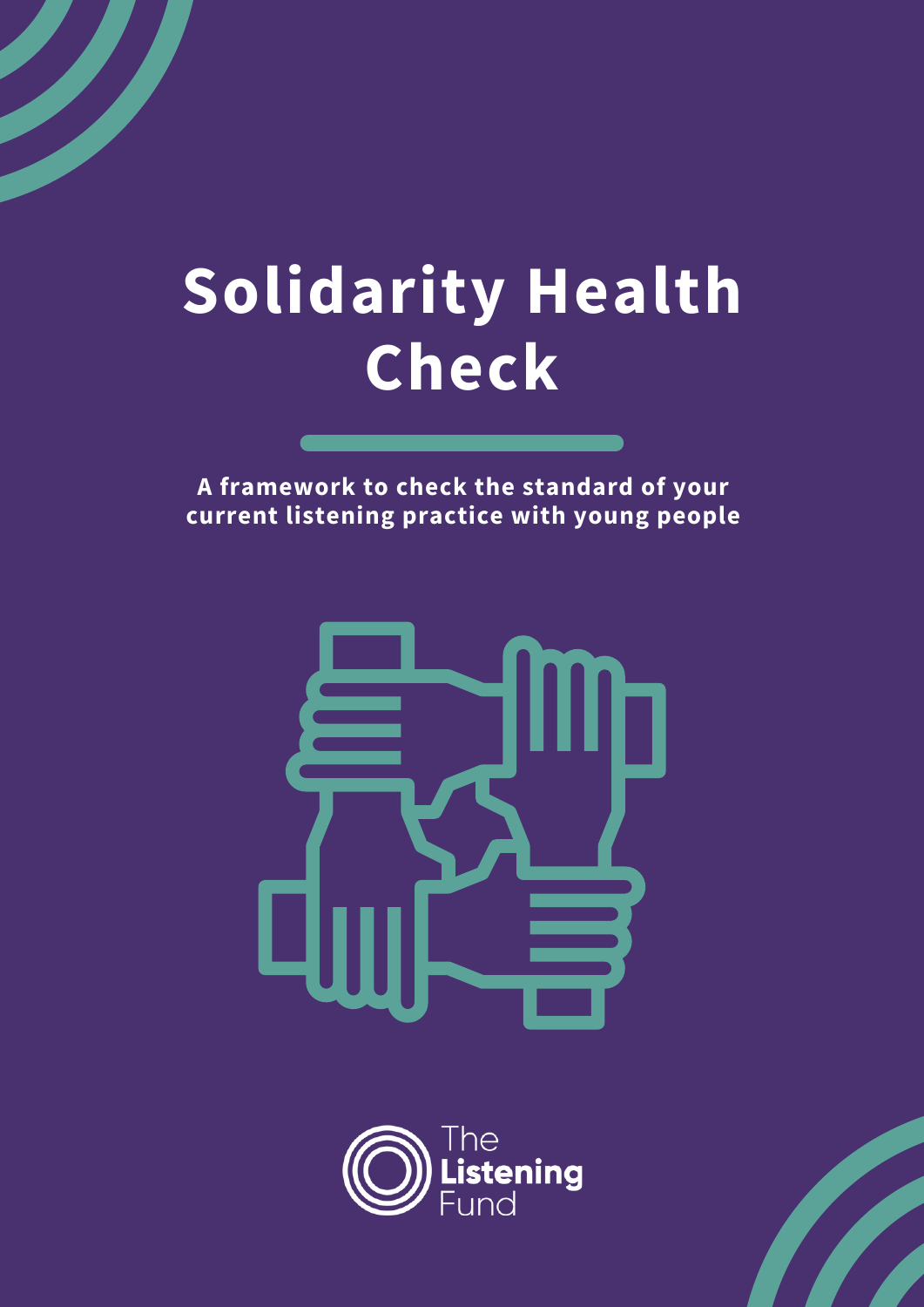# Solidarity Health Check

**A framework to check the standard of your current listening practice with young people**

The Listening Fund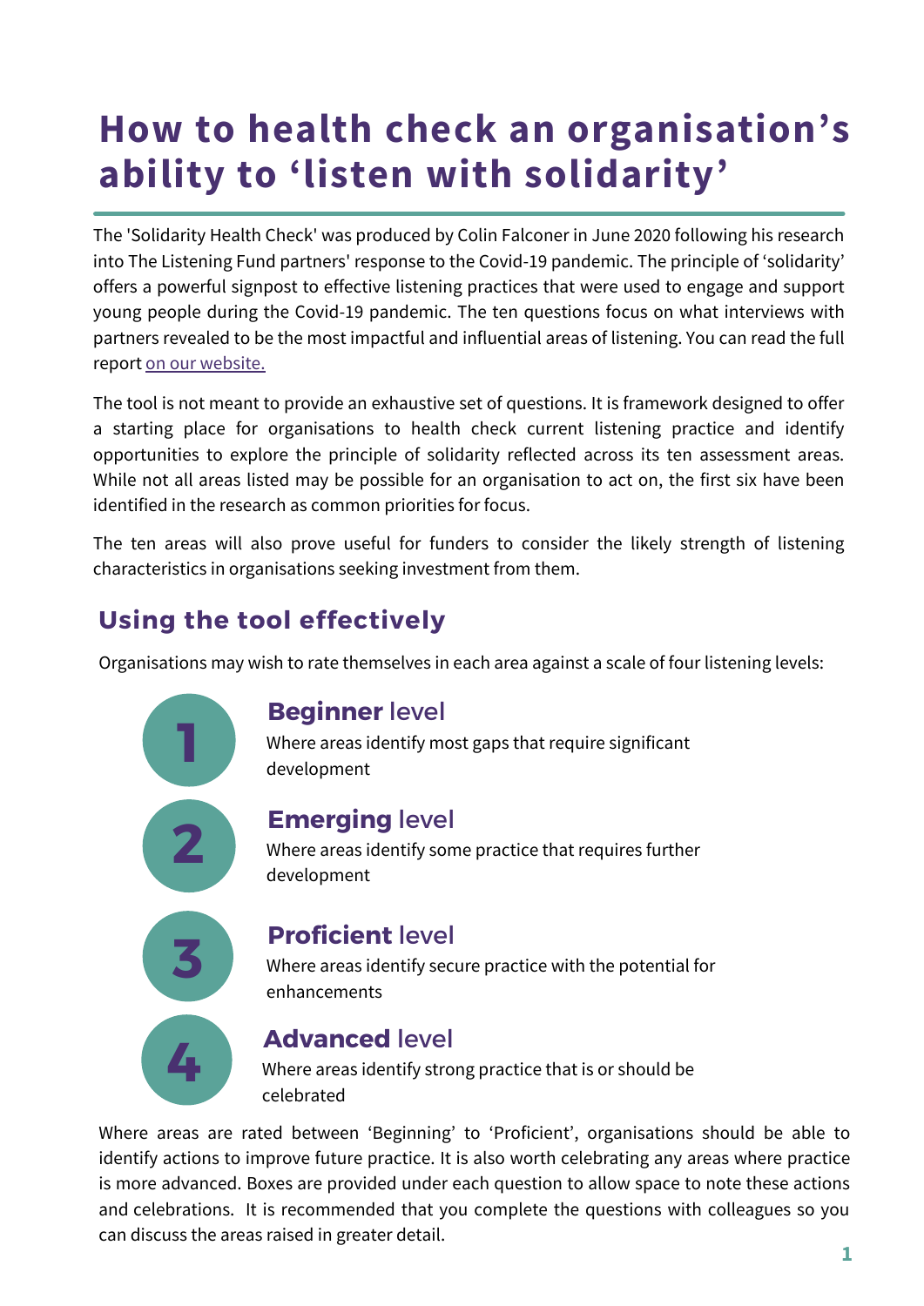# How to health check an organisation's ability to 'listen with solidarity'

The 'Solidarity Health Check' was produced by Colin Falconer in June 2020 following his research into The Listening Fund partners' response to the Covid-19 pandemic. The principle of 'solidarity' offers a powerful signpost to effective listening practices that were used to engage and support young people during the Covid-19 pandemic. The ten questions focus on what interviews with partners revealed to be the most impactful and influential areas of listening. You can read the full report on our website.

The tool is not meant to provide an exhaustive set of questions. It is framework designed to offer a starting place for organisations to health check current listening practice and identify opportunities to explore the principle of solidarity reflected across its ten assessment areas. While not all areas listed may be possible for an organisation to act on, the first six have been identified in the research as common priorities for focus.

The ten areas will also prove useful for funders to consider the likely strength of listening characteristics in organisations seeking investment from them.

## Using the tool effectively

Organisations may wish to rate themselves in each area against a scale of four listening levels:

**1 — Beginner level**
Where areas identify most gaps that require significant development

**2 — Emerging level**
Where areas identify some practice that requires further development

**3 — Proficient level**
Where areas identify secure practice with the potential for enhancements

**4 — Advanced level**
Where areas identify strong practice that is or should be celebrated

Where areas are rated between 'Beginning' to 'Proficient', organisations should be able to identify actions to improve future practice. It is also worth celebrating any areas where practice is more advanced. Boxes are provided under each question to allow space to note these actions and celebrations. It is recommended that you complete the questions with colleagues so you can discuss the areas raised in greater detail.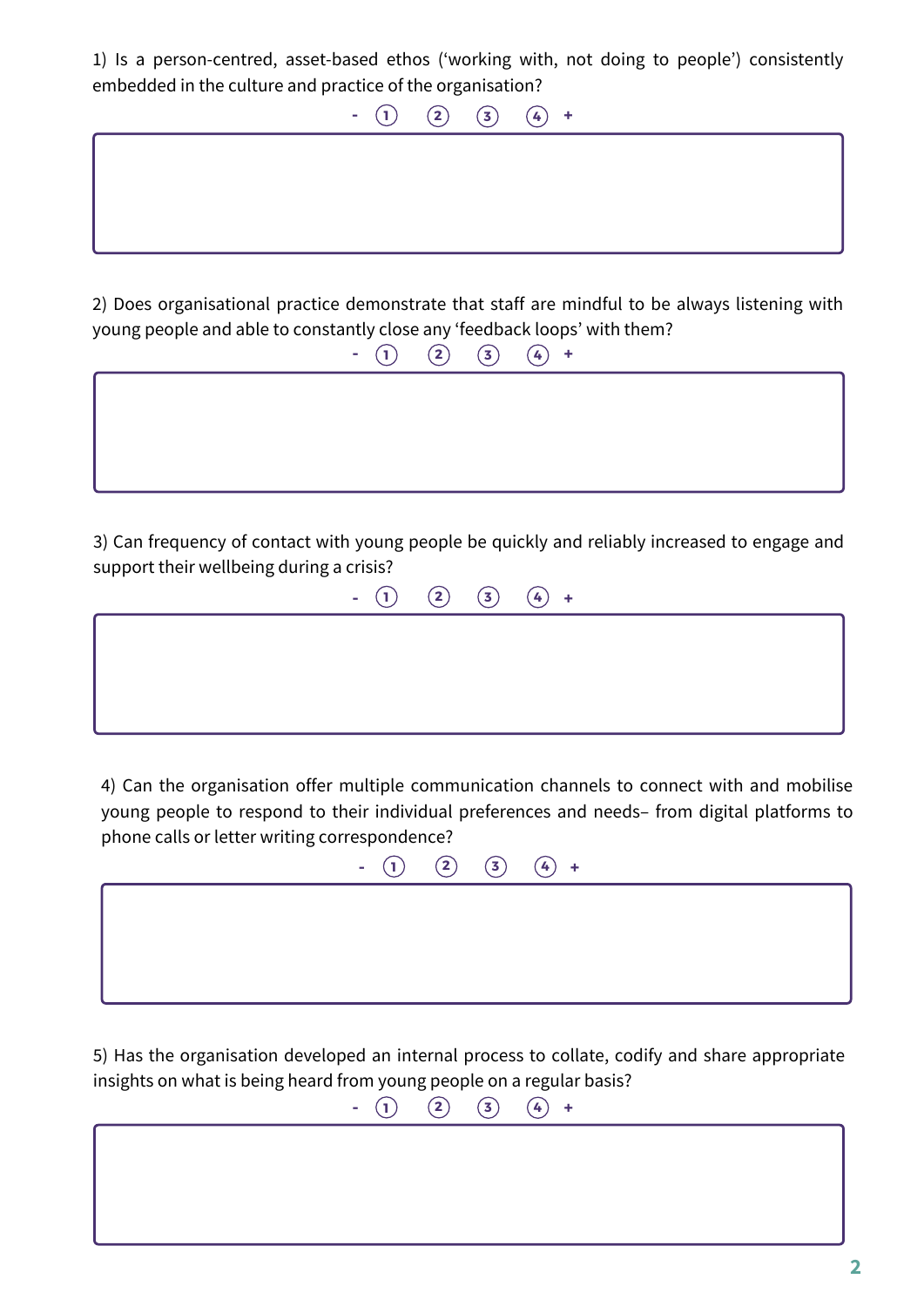1) Is a person-centred, asset-based ethos ('working with, not doing to people') consistently embedded in the culture and practice of the organisation?

\- ① ② ③ ④ +

2) Does organisational practice demonstrate that staff are mindful to be always listening with young people and able to constantly close any 'feedback loops' with them?

\- ① ② ③ ④ +

3) Can frequency of contact with young people be quickly and reliably increased to engage and support their wellbeing during a crisis?

\- ① ② ③ ④ +

4) Can the organisation offer multiple communication channels to connect with and mobilise young people to respond to their individual preferences and needs– from digital platforms to phone calls or letter writing correspondence?

\- ① ② ③ ④ +

5) Has the organisation developed an internal process to collate, codify and share appropriate insights on what is being heard from young people on a regular basis?

\- ① ② ③ ④ +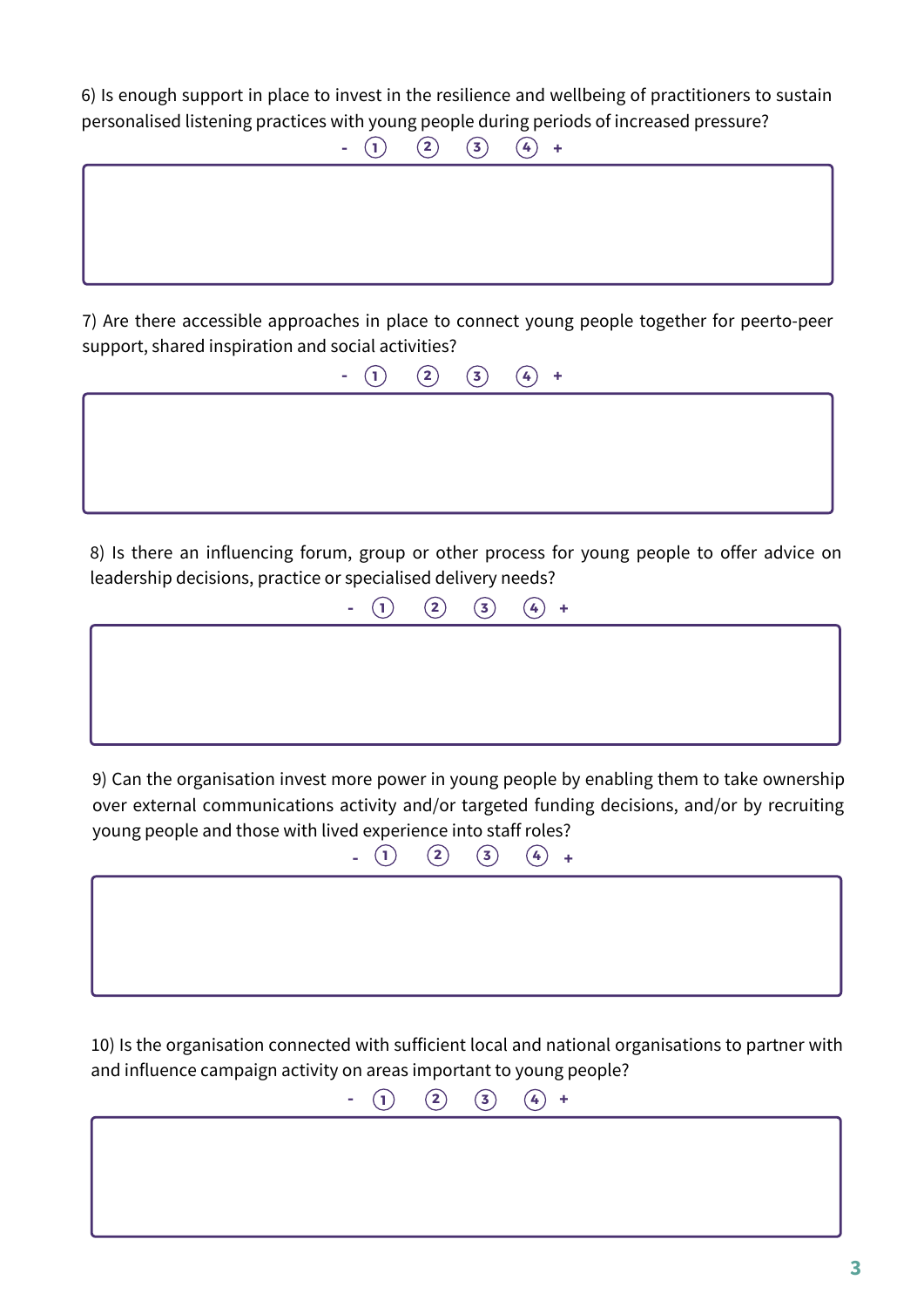6) Is enough support in place to invest in the resilience and wellbeing of practitioners to sustain personalised listening practices with young people during periods of increased pressure?

\- ① ② ③ ④ +

7) Are there accessible approaches in place to connect young people together for peerto-peer support, shared inspiration and social activities?

\- ① ② ③ ④ +

8) Is there an influencing forum, group or other process for young people to offer advice on leadership decisions, practice or specialised delivery needs?

\- ① ② ③ ④ +

9) Can the organisation invest more power in young people by enabling them to take ownership over external communications activity and/or targeted funding decisions, and/or by recruiting young people and those with lived experience into staff roles?

\- ① ② ③ ④ +

10) Is the organisation connected with sufficient local and national organisations to partner with and influence campaign activity on areas important to young people?

\- ① ② ③ ④ +